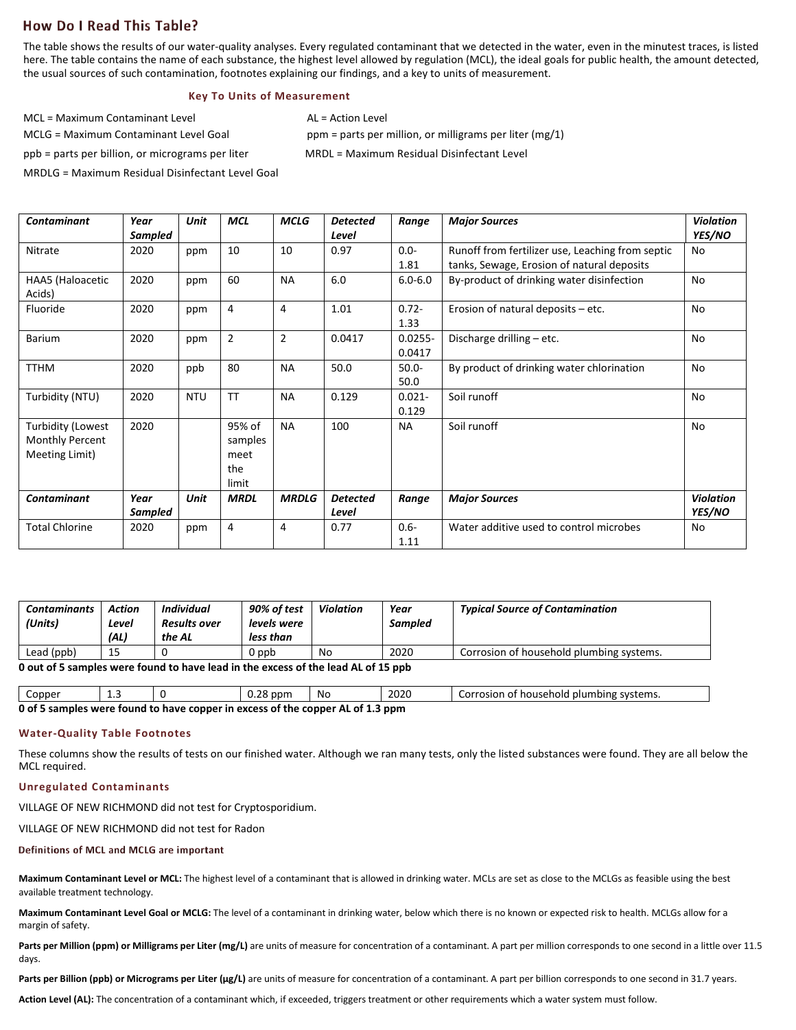## How Do I Read This Table?

The table shows the results of our water-quality analyses. Every regulated contaminant that we detected in the water, even in the minutest traces, is listed here. The table contains the name of each substance, the highest level allowed by regulation (MCL), the ideal goals for public health, the amount detected, the usual sources of such contamination, footnotes explaining our findings, and a key to units of measurement.

### Key To Units of Measurement

MCL = Maximum Contaminant Level

MCLG = Maximum Contaminant Level Goal

ppb = parts per billion, or micrograms per liter

MRDLG = Maximum Residual Disinfectant Level Goal

AL = Action Level

ppm = parts per million, or milligrams per liter (mg/1)

MRDL = Maximum Residual Disinfectant Level

| *Contaminant* | *Year Sampled* | *Unit* | *MCL* | *MCLG* | *Detected Level* | *Range* | *Major Sources* | *Violation YES/NO* |
|---|---|---|---|---|---|---|---|---|
| Nitrate | 2020 | ppm | 10 | 10 | 0.97 | 0.0-1.81 | Runoff from fertilizer use, Leaching from septic tanks, Sewage, Erosion of natural deposits | No |
| HAA5 (Haloacetic Acids) | 2020 | ppm | 60 | NA | 6.0 | 6.0-6.0 | By-product of drinking water disinfection | No |
| Fluoride | 2020 | ppm | 4 | 4 | 1.01 | 0.72-1.33 | Erosion of natural deposits – etc. | No |
| Barium | 2020 | ppm | 2 | 2 | 0.0417 | 0.0255-0.0417 | Discharge drilling – etc. | No |
| TTHM | 2020 | ppb | 80 | NA | 50.0 | 50.0-50.0 | By product of drinking water chlorination | No |
| Turbidity (NTU) | 2020 | NTU | TT | NA | 0.129 | 0.021-0.129 | Soil runoff | No |
| Turbidity (Lowest Monthly Percent Meeting Limit) | 2020 | | 95% of samples meet the limit | NA | 100 | NA | Soil runoff | No |
| ***Contaminant*** | ***Year Sampled*** | ***Unit*** | ***MRDL*** | ***MRDLG*** | ***Detected Level*** | ***Range*** | ***Major Sources*** | ***Violation YES/NO*** |
| Total Chlorine | 2020 | ppm | 4 | 4 | 0.77 | 0.6-1.11 | Water additive used to control microbes | No |

| *Contaminants (Units)* | *Action Level (AL)* | *Individual Results over the AL* | *90% of test levels were less than* | *Violation* | *Year Sampled* | *Typical Source of Contamination* |
|---|---|---|---|---|---|---|
| Lead (ppb) | 15 | 0 | 0 ppb | No | 2020 | Corrosion of household plumbing systems. |
| Copper | 1.3 | 0 | 0.28 ppm | No | 2020 | Corrosion of household plumbing systems. |

**0 out of 5 samples were found to have lead in the excess of the lead AL of 15 ppb**

**0 of 5 samples were found to have copper in excess of the copper AL of 1.3 ppm**

### Water-Quality Table Footnotes

These columns show the results of tests on our finished water. Although we ran many tests, only the listed substances were found. They are all below the MCL required.

### Unregulated Contaminants

VILLAGE OF NEW RICHMOND did not test for Cryptosporidium.

VILLAGE OF NEW RICHMOND did not test for Radon

### Definitions of MCL and MCLG are important

**Maximum Contaminant Level or MCL:** The highest level of a contaminant that is allowed in drinking water. MCLs are set as close to the MCLGs as feasible using the best available treatment technology.

**Maximum Contaminant Level Goal or MCLG:** The level of a contaminant in drinking water, below which there is no known or expected risk to health. MCLGs allow for a margin of safety.

**Parts per Million (ppm) or Milligrams per Liter (mg/L)** are units of measure for concentration of a contaminant. A part per million corresponds to one second in a little over 11.5 days.

**Parts per Billion (ppb) or Micrograms per Liter (μg/L)** are units of measure for concentration of a contaminant. A part per billion corresponds to one second in 31.7 years.

**Action Level (AL):** The concentration of a contaminant which, if exceeded, triggers treatment or other requirements which a water system must follow.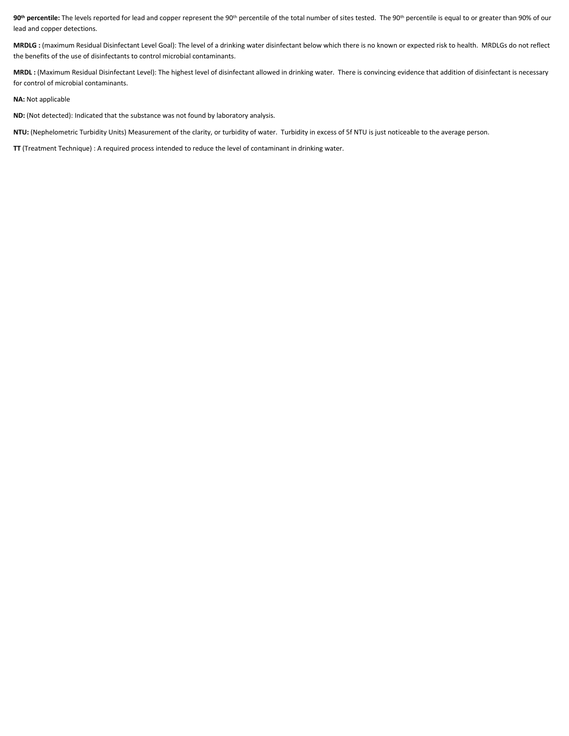**90th percentile:** The levels reported for lead and copper represent the 90th percentile of the total number of sites tested. The 90th percentile is equal to or greater than 90% of our lead and copper detections.

**MRDLG :** (maximum Residual Disinfectant Level Goal): The level of a drinking water disinfectant below which there is no known or expected risk to health. MRDLGs do not reflect the benefits of the use of disinfectants to control microbial contaminants.

**MRDL :** (Maximum Residual Disinfectant Level): The highest level of disinfectant allowed in drinking water. There is convincing evidence that addition of disinfectant is necessary for control of microbial contaminants.

**NA:** Not applicable

**ND:** (Not detected): Indicated that the substance was not found by laboratory analysis.

**NTU:** (Nephelometric Turbidity Units) Measurement of the clarity, or turbidity of water. Turbidity in excess of 5f NTU is just noticeable to the average person.

**TT** (Treatment Technique) : A required process intended to reduce the level of contaminant in drinking water.